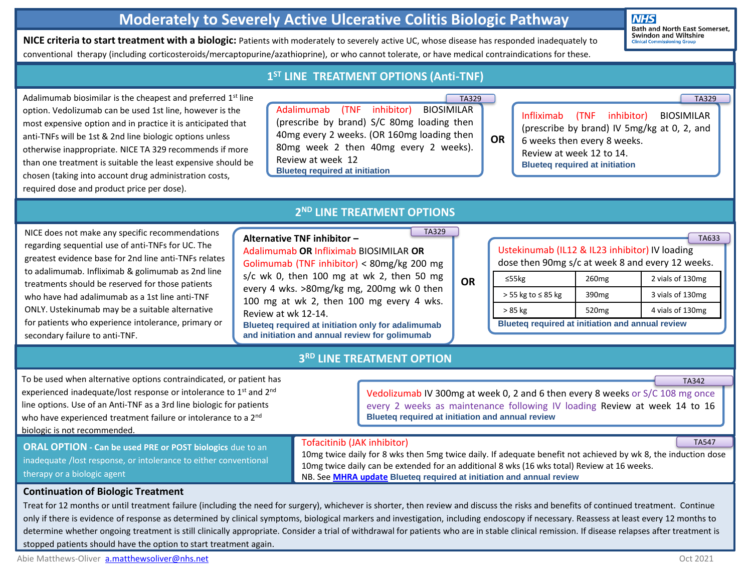# Moderately to Severely Active Ulcerative Colitis Biologic Pathway

NHS Bath and North East Somerset, Swindon and Wiltshire Clinical Commissioning Group

**NICE criteria to start treatment with a biologic:** Patients with moderately to severely active UC, whose disease has responded inadequately to conventional therapy (including corticosteroids/mercaptopurine/azathioprine), or who cannot tolerate, or have medical contraindications for these.

## 1ST LINE TREATMENT OPTIONS (Anti-TNF)

Adalimumab biosimilar is the cheapest and preferred 1st line option. Vedolizumab can be used 1st line, however is the most expensive option and in practice it is anticipated that anti-TNFs will be 1st & 2nd line biologic options unless otherwise inappropriate. NICE TA 329 recommends if more than one treatment is suitable the least expensive should be chosen (taking into account drug administration costs, required dose and product price per dose).

**TA329**

Adalimumab (TNF inhibitor) BIOSIMILAR (prescribe by brand) S/C 80mg loading then 40mg every 2 weeks. (OR 160mg loading then 80mg week 2 then 40mg every 2 weeks). Review at week 12
**Blueteq required at initiation**

**OR**

**TA329**

Infliximab (TNF inhibitor) BIOSIMILAR (prescribe by brand) IV 5mg/kg at 0, 2, and 6 weeks then every 8 weeks.
Review at week 12 to 14.
**Blueteq required at initiation**

## 2ND LINE TREATMENT OPTIONS

NICE does not make any specific recommendations regarding sequential use of anti-TNFs for UC. The greatest evidence base for 2nd line anti-TNFs relates to adalimumab. Infliximab & golimumab as 2nd line treatments should be reserved for those patients who have had adalimumab as a 1st line anti-TNF ONLY. Ustekinumab may be a suitable alternative for patients who experience intolerance, primary or secondary failure to anti-TNF.

**TA329**

**Alternative TNF inhibitor –**
Adalimumab **OR** Infliximab BIOSIMILAR **OR** Golimumab (TNF inhibitor) < 80mg/kg 200 mg s/c wk 0, then 100 mg at wk 2, then 50 mg every 4 wks. >80mg/kg mg, 200mg wk 0 then 100 mg at wk 2, then 100 mg every 4 wks. Review at wk 12-14.
**Blueteq required at initiation only for adalimumab and initiation and annual review for golimumab**

**OR**

**TA633**

Ustekinumab (IL12 & IL23 inhibitor) IV loading dose then 90mg s/c at week 8 and every 12 weeks.

| ≤55kg | 260mg | 2 vials of 130mg |
|---|---|---|
| > 55 kg to ≤ 85 kg | 390mg | 3 vials of 130mg |
| > 85 kg | 520mg | 4 vials of 130mg |

**Blueteq required at initiation and annual review**

## 3RD LINE TREATMENT OPTION

To be used when alternative options contraindicated, or patient has experienced inadequate/lost response or intolerance to 1st and 2nd line options. Use of an Anti-TNF as a 3rd line biologic for patients who have experienced treatment failure or intolerance to a 2nd biologic is not recommended.

**TA342**

Vedolizumab IV 300mg at week 0, 2 and 6 then every 8 weeks or S/C 108 mg once every 2 weeks as maintenance following IV loading Review at week 14 to 16
**Blueteq required at initiation and annual review**

**ORAL OPTION - Can be used PRE or POST biologics** due to an inadequate /lost response, or intolerance to either conventional therapy or a biologic agent

**TA547**

Tofacitinib (JAK inhibitor)
10mg twice daily for 8 wks then 5mg twice daily. If adequate benefit not achieved by wk 8, the induction dose 10mg twice daily can be extended for an additional 8 wks (16 wks total) Review at 16 weeks.
NB. See MHRA update **Blueteq required at initiation and annual review**

### Continuation of Biologic Treatment

Treat for 12 months or until treatment failure (including the need for surgery), whichever is shorter, then review and discuss the risks and benefits of continued treatment. Continue only if there is evidence of response as determined by clinical symptoms, biological markers and investigation, including endoscopy if necessary. Reassess at least every 12 months to determine whether ongoing treatment is still clinically appropriate. Consider a trial of withdrawal for patients who are in stable clinical remission. If disease relapses after treatment is stopped patients should have the option to start treatment again.

Abie Matthews-Oliver a.matthewsoliver@nhs.net

Oct 2021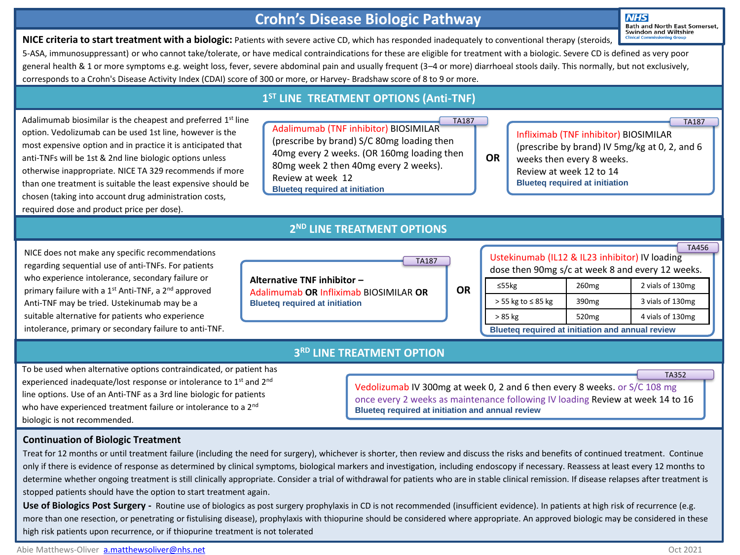# Crohn's Disease Biologic Pathway

NHS Bath and North East Somerset, Swindon and Wiltshire Clinical Commissioning Group

**NICE criteria to start treatment with a biologic:** Patients with severe active CD, which has responded inadequately to conventional therapy (steroids, 5-ASA, immunosuppressant) or who cannot take/tolerate, or have medical contraindications for these are eligible for treatment with a biologic. Severe CD is defined as very poor general health & 1 or more symptoms e.g. weight loss, fever, severe abdominal pain and usually frequent (3–4 or more) diarrhoeal stools daily. This normally, but not exclusively, corresponds to a Crohn's Disease Activity Index (CDAI) score of 300 or more, or Harvey- Bradshaw score of 8 to 9 or more.

## 1[ST] LINE TREATMENT OPTIONS (Anti-TNF)

Adalimumab biosimilar is the cheapest and preferred 1[st] line option. Vedolizumab can be used 1st line, however is the most expensive option and in practice it is anticipated that anti-TNFs will be 1st & 2nd line biologic options unless otherwise inappropriate. NICE TA 329 recommends if more than one treatment is suitable the least expensive should be chosen (taking into account drug administration costs, required dose and product price per dose).

**TA187**

Adalimumab (TNF inhibitor) BIOSIMILAR (prescribe by brand) S/C 80mg loading then 40mg every 2 weeks. (OR 160mg loading then 80mg week 2 then 40mg every 2 weeks). Review at week 12
**Blueteq required at initiation**

**OR**

**TA187**

Infliximab (TNF inhibitor) BIOSIMILAR (prescribe by brand) IV 5mg/kg at 0, 2, and 6 weeks then every 8 weeks. Review at week 12 to 14
**Blueteq required at initiation**

## 2[ND] LINE TREATMENT OPTIONS

NICE does not make any specific recommendations regarding sequential use of anti-TNFs. For patients who experience intolerance, secondary failure or primary failure with a 1[st] Anti-TNF, a 2[nd] approved Anti-TNF may be tried. Ustekinumab may be a suitable alternative for patients who experience intolerance, primary or secondary failure to anti-TNF.

**TA187**

**Alternative TNF inhibitor –**
Adalimumab **OR** Infliximab BIOSIMILAR **OR**
**Blueteq required at initiation**

**OR**

**TA456**

Ustekinumab (IL12 & IL23 inhibitor) IV loading dose then 90mg s/c at week 8 and every 12 weeks.

| Weight | Dose | Vials |
|---|---|---|
| ≤55kg | 260mg | 2 vials of 130mg |
| > 55 kg to ≤ 85 kg | 390mg | 3 vials of 130mg |
| > 85 kg | 520mg | 4 vials of 130mg |

**Blueteq required at initiation and annual review**

## 3[RD] LINE TREATMENT OPTION

To be used when alternative options contraindicated, or patient has experienced inadequate/lost response or intolerance to 1[st] and 2[nd] line options. Use of an Anti-TNF as a 3rd line biologic for patients who have experienced treatment failure or intolerance to a 2[nd] biologic is not recommended.

**TA352**

Vedolizumab IV 300mg at week 0, 2 and 6 then every 8 weeks. or S/C 108 mg once every 2 weeks as maintenance following IV loading Review at week 14 to 16
**Blueteq required at initiation and annual review**

### Continuation of Biologic Treatment

Treat for 12 months or until treatment failure (including the need for surgery), whichever is shorter, then review and discuss the risks and benefits of continued treatment. Continue only if there is evidence of response as determined by clinical symptoms, biological markers and investigation, including endoscopy if necessary. Reassess at least every 12 months to determine whether ongoing treatment is still clinically appropriate. Consider a trial of withdrawal for patients who are in stable clinical remission. If disease relapses after treatment is stopped patients should have the option to start treatment again.

**Use of Biologics Post Surgery -** Routine use of biologics as post surgery prophylaxis in CD is not recommended (insufficient evidence). In patients at high risk of recurrence (e.g. more than one resection, or penetrating or fistulising disease), prophylaxis with thiopurine should be considered where appropriate. An approved biologic may be considered in these high risk patients upon recurrence, or if thiopurine treatment is not tolerated

Abie Matthews-Oliver a.matthewsoliver@nhs.net

Oct 2021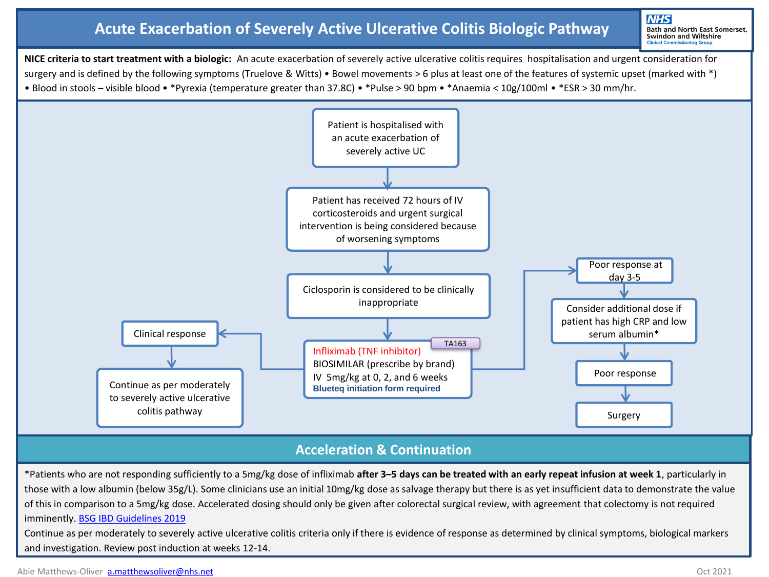# Acute Exacerbation of Severely Active Ulcerative Colitis Biologic Pathway

NHS Bath and North East Somerset, Swindon and Wiltshire Clinical Commissioning Group

**NICE criteria to start treatment with a biologic:** An acute exacerbation of severely active ulcerative colitis requires hospitalisation and urgent consideration for surgery and is defined by the following symptoms (Truelove & Witts) • Bowel movements > 6 plus at least one of the features of systemic upset (marked with *) • Blood in stools – visible blood • *Pyrexia (temperature greater than 37.8C) • *Pulse > 90 bpm • *Anaemia < 10g/100ml • *ESR > 30 mm/hr.

Patient is hospitalised with an acute exacerbation of severely active UC

↓

Patient has received 72 hours of IV corticosteroids and urgent surgical intervention is being considered because of worsening symptoms

↓

Ciclosporin is considered to be clinically inappropriate

↓

Infliximab (TNF inhibitor) [TA163]
BIOSIMILAR (prescribe by brand)
IV 5mg/kg at 0, 2, and 6 weeks
**Blueteq initiation form required**

- → Clinical response → Continue as per moderately to severely active ulcerative colitis pathway
- → Poor response at day 3-5 → Consider additional dose if patient has high CRP and low serum albumin* → Poor response → Surgery

## Acceleration & Continuation

*Patients who are not responding sufficiently to a 5mg/kg dose of infliximab **after 3–5 days can be treated with an early repeat infusion at week 1**, particularly in those with a low albumin (below 35g/L). Some clinicians use an initial 10mg/kg dose as salvage therapy but there is as yet insufficient data to demonstrate the value of this in comparison to a 5mg/kg dose. Accelerated dosing should only be given after colorectal surgical review, with agreement that colectomy is not required imminently. BSG IBD Guidelines 2019

Continue as per moderately to severely active ulcerative colitis criteria only if there is evidence of response as determined by clinical symptoms, biological markers and investigation. Review post induction at weeks 12-14.

Abie Matthews-Oliver a.matthewsoliver@nhs.net Oct 2021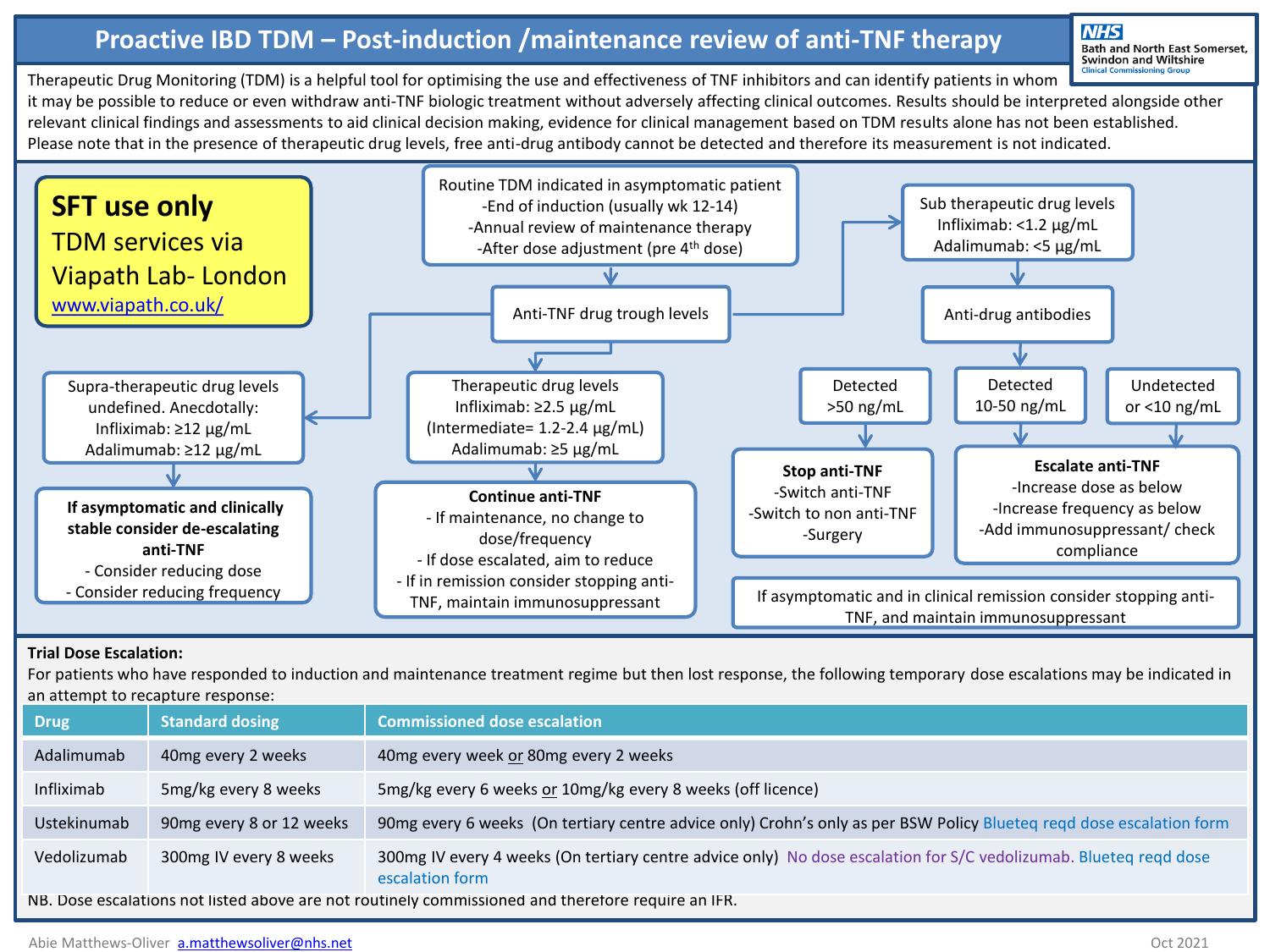# Proactive IBD TDM – Post-induction /maintenance review of anti-TNF therapy

NHS Bath and North East Somerset, Swindon and Wiltshire Clinical Commissioning Group

Therapeutic Drug Monitoring (TDM) is a helpful tool for optimising the use and effectiveness of TNF inhibitors and can identify patients in whom it may be possible to reduce or even withdraw anti-TNF biologic treatment without adversely affecting clinical outcomes. Results should be interpreted alongside other relevant clinical findings and assessments to aid clinical decision making, evidence for clinical management based on TDM results alone has not been established.
Please note that in the presence of therapeutic drug levels, free anti-drug antibody cannot be detected and therefore its measurement is not indicated.

**SFT use only**
TDM services via Viapath Lab- London
www.viapath.co.uk/

Routine TDM indicated in asymptomatic patient
- End of induction (usually wk 12-14)
- Annual review of maintenance therapy
- After dose adjustment (pre 4th dose)

→ Anti-TNF drug trough levels

**Supra-therapeutic drug levels** undefined. Anecdotally:
Infliximab: ≥12 μg/mL
Adalimumab: ≥12 μg/mL

→ **If asymptomatic and clinically stable consider de-escalating anti-TNF**
- Consider reducing dose
- Consider reducing frequency

**Therapeutic drug levels**
Infliximab: ≥2.5 μg/mL
(Intermediate= 1.2-2.4 μg/mL)
Adalimumab: ≥5 μg/mL

→ **Continue anti-TNF**
- If maintenance, no change to dose/frequency
- If dose escalated, aim to reduce
- If in remission consider stopping anti-TNF, maintain immunosuppressant

**Sub therapeutic drug levels**
Infliximab: <1.2 μg/mL
Adalimumab: <5 μg/mL

→ Anti-drug antibodies

- Detected >50 ng/mL → **Stop anti-TNF**
  - Switch anti-TNF
  - Switch to non anti-TNF
  - Surgery
- Detected 10-50 ng/mL → **Escalate anti-TNF**
- Undetected or <10 ng/mL → **Escalate anti-TNF**
  - Increase dose as below
  - Increase frequency as below
  - Add immunosuppressant/ check compliance

If asymptomatic and in clinical remission consider stopping anti-TNF, and maintain immunosuppressant

**Trial Dose Escalation:**
For patients who have responded to induction and maintenance treatment regime but then lost response, the following temporary dose escalations may be indicated in an attempt to recapture response:

| Drug | Standard dosing | Commissioned dose escalation |
|---|---|---|
| Adalimumab | 40mg every 2 weeks | 40mg every week or 80mg every 2 weeks |
| Infliximab | 5mg/kg every 8 weeks | 5mg/kg every 6 weeks or 10mg/kg every 8 weeks (off licence) |
| Ustekinumab | 90mg every 8 or 12 weeks | 90mg every 6 weeks (On tertiary centre advice only) Crohn's only as per BSW Policy Blueteq reqd dose escalation form |
| Vedolizumab | 300mg IV every 8 weeks | 300mg IV every 4 weeks (On tertiary centre advice only) No dose escalation for S/C vedolizumab. Blueteq reqd dose escalation form |

NB. Dose escalations not listed above are not routinely commissioned and therefore require an IFR.

Abie Matthews-Oliver a.matthewsoliver@nhs.net Oct 2021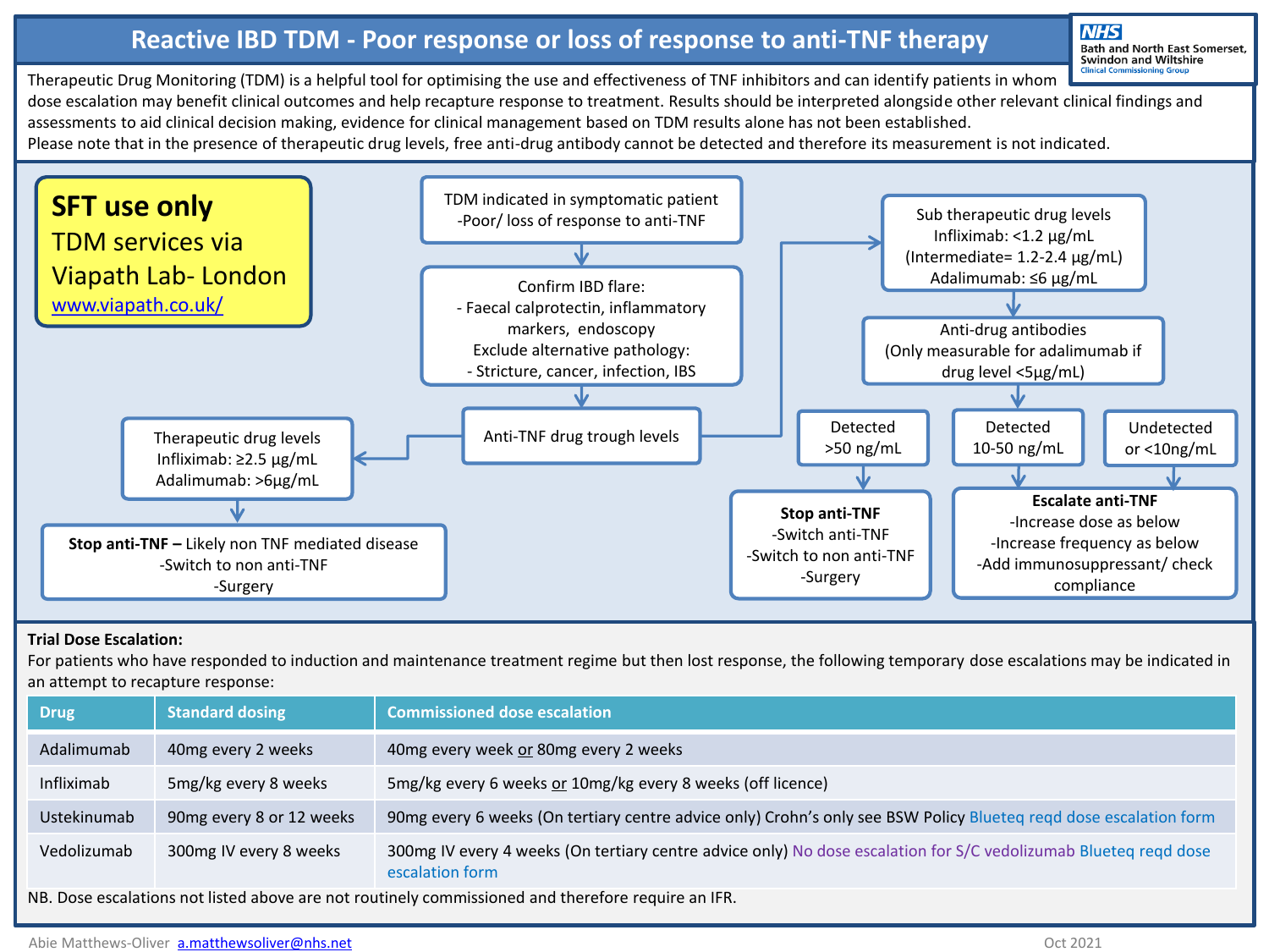# Reactive IBD TDM - Poor response or loss of response to anti-TNF therapy

NHS Bath and North East Somerset, Swindon and Wiltshire Clinical Commissioning Group

Therapeutic Drug Monitoring (TDM) is a helpful tool for optimising the use and effectiveness of TNF inhibitors and can identify patients in whom dose escalation may benefit clinical outcomes and help recapture response to treatment. Results should be interpreted alongside other relevant clinical findings and assessments to aid clinical decision making, evidence for clinical management based on TDM results alone has not been established.
Please note that in the presence of therapeutic drug levels, free anti-drug antibody cannot be detected and therefore its measurement is not indicated.

**SFT use only**
TDM services via Viapath Lab- London
www.viapath.co.uk/

TDM indicated in symptomatic patient
-Poor/ loss of response to anti-TNF

↓

Confirm IBD flare:
- Faecal calprotectin, inflammatory markers, endoscopy
Exclude alternative pathology:
- Stricture, cancer, infection, IBS

↓

Anti-TNF drug trough levels

**→ Therapeutic drug levels**
Infliximab: ≥2.5 μg/mL
Adalimumab: >6μg/mL

↓

**Stop anti-TNF –** Likely non TNF mediated disease
-Switch to non anti-TNF
-Surgery

**→ Sub therapeutic drug levels**
Infliximab: <1.2 μg/mL
(Intermediate= 1.2-2.4 μg/mL)
Adalimumab: ≤6 μg/mL

↓

Anti-drug antibodies
(Only measurable for adalimumab if drug level <5μg/mL)

- Detected >50 ng/mL → **Stop anti-TNF**
  -Switch anti-TNF
  -Switch to non anti-TNF
  -Surgery
- Detected 10-50 ng/mL → **Escalate anti-TNF**
- Undetected or <10ng/mL → **Escalate anti-TNF**
  -Increase dose as below
  -Increase frequency as below
  -Add immunosuppressant/ check compliance

**Trial Dose Escalation:**
For patients who have responded to induction and maintenance treatment regime but then lost response, the following temporary dose escalations may be indicated in an attempt to recapture response:

| Drug | Standard dosing | Commissioned dose escalation |
|---|---|---|
| Adalimumab | 40mg every 2 weeks | 40mg every week or 80mg every 2 weeks |
| Infliximab | 5mg/kg every 8 weeks | 5mg/kg every 6 weeks or 10mg/kg every 8 weeks (off licence) |
| Ustekinumab | 90mg every 8 or 12 weeks | 90mg every 6 weeks (On tertiary centre advice only) Crohn's only see BSW Policy Blueteq reqd dose escalation form |
| Vedolizumab | 300mg IV every 8 weeks | 300mg IV every 4 weeks (On tertiary centre advice only) No dose escalation for S/C vedolizumab Blueteq reqd dose escalation form |

NB. Dose escalations not listed above are not routinely commissioned and therefore require an IFR.

Abie Matthews-Oliver a.matthewsoliver@nhs.net

Oct 2021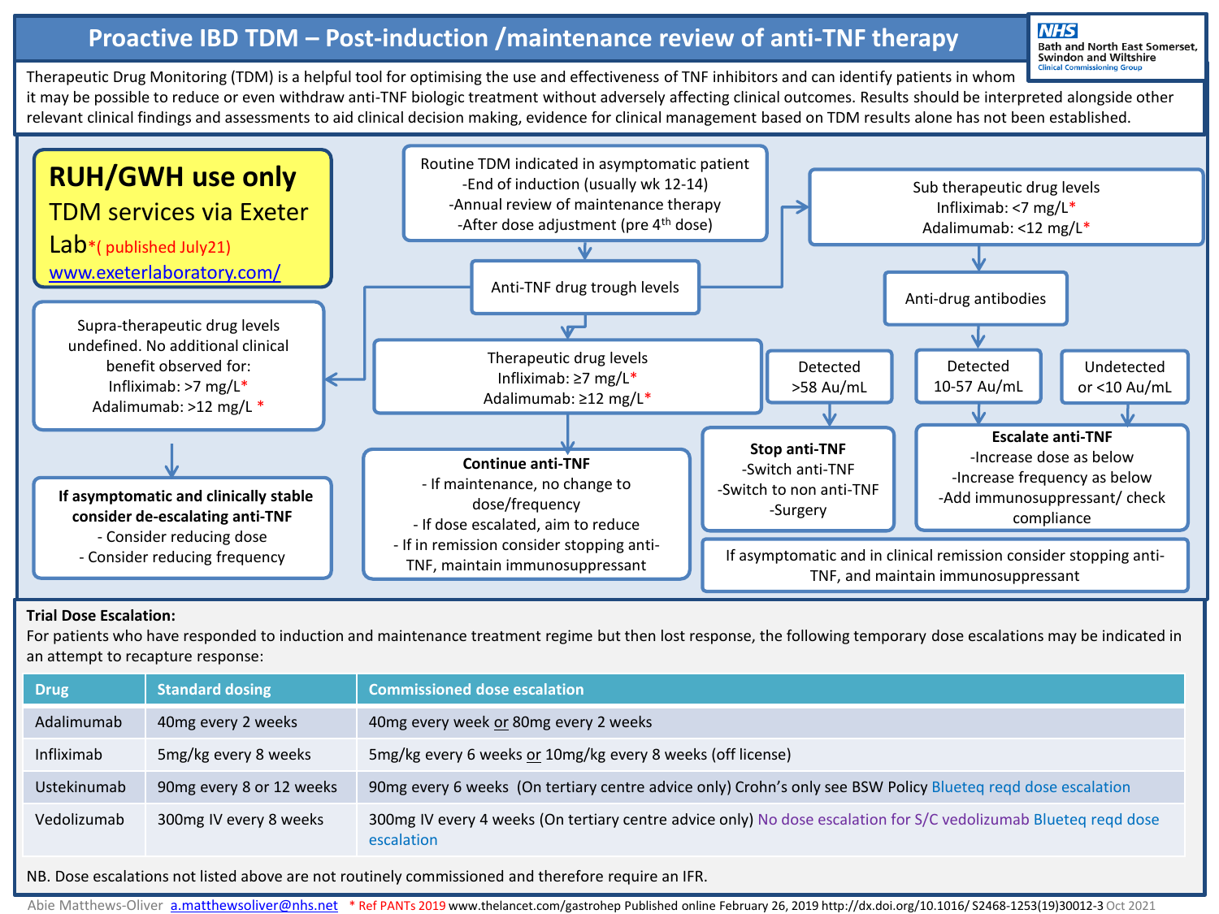# Proactive IBD TDM – Post-induction /maintenance review of anti-TNF therapy

Bath and North East Somerset, Swindon and Wiltshire Clinical Commissioning Group

Therapeutic Drug Monitoring (TDM) is a helpful tool for optimising the use and effectiveness of TNF inhibitors and can identify patients in whom it may be possible to reduce or even withdraw anti-TNF biologic treatment without adversely affecting clinical outcomes. Results should be interpreted alongside other relevant clinical findings and assessments to aid clinical decision making, evidence for clinical management based on TDM results alone has not been established.

**RUH/GWH use only**
TDM services via Exeter Lab*( published July21)
www.exeterlaboratory.com/

Routine TDM indicated in asymptomatic patient
- End of induction (usually wk 12-14)
- Annual review of maintenance therapy
- After dose adjustment (pre 4th dose)

**Anti-TNF drug trough levels**

**Supra-therapeutic drug levels** undefined. No additional clinical benefit observed for:
Infliximab: >7 mg/L*
Adalimumab: >12 mg/L *

→ **If asymptomatic and clinically stable consider de-escalating anti-TNF**
- Consider reducing dose
- Consider reducing frequency

**Therapeutic drug levels**
Infliximab: ≥7 mg/L*
Adalimumab: ≥12 mg/L*

→ **Continue anti-TNF**
- If maintenance, no change to dose/frequency
- If dose escalated, aim to reduce
- If in remission consider stopping anti-TNF, maintain immunosuppressant

**Sub therapeutic drug levels**
Infliximab: <7 mg/L*
Adalimumab: <12 mg/L*

→ **Anti-drug antibodies**

- Detected >58 Au/mL → **Stop anti-TNF**
  - Switch anti-TNF
  - Switch to non anti-TNF
  - Surgery
- Detected 10-57 Au/mL / Undetected or <10 Au/mL → **Escalate anti-TNF**
  - Increase dose as below
  - Increase frequency as below
  - Add immunosuppressant/ check compliance

If asymptomatic and in clinical remission consider stopping anti-TNF, and maintain immunosuppressant

**Trial Dose Escalation:**
For patients who have responded to induction and maintenance treatment regime but then lost response, the following temporary dose escalations may be indicated in an attempt to recapture response:

| Drug | Standard dosing | Commissioned dose escalation |
|---|---|---|
| Adalimumab | 40mg every 2 weeks | 40mg every week or 80mg every 2 weeks |
| Infliximab | 5mg/kg every 8 weeks | 5mg/kg every 6 weeks or 10mg/kg every 8 weeks (off license) |
| Ustekinumab | 90mg every 8 or 12 weeks | 90mg every 6 weeks (On tertiary centre advice only) Crohn's only see BSW Policy Blueteq reqd dose escalation |
| Vedolizumab | 300mg IV every 8 weeks | 300mg IV every 4 weeks (On tertiary centre advice only) No dose escalation for S/C vedolizumab Blueteq reqd dose escalation |

NB. Dose escalations not listed above are not routinely commissioned and therefore require an IFR.

Abie Matthews-Oliver a.matthewsoliver@nhs.net * Ref PANTs 2019 www.thelancet.com/gastrohep Published online February 26, 2019 http://dx.doi.org/10.1016/ S2468-1253(19)30012-3 Oct 2021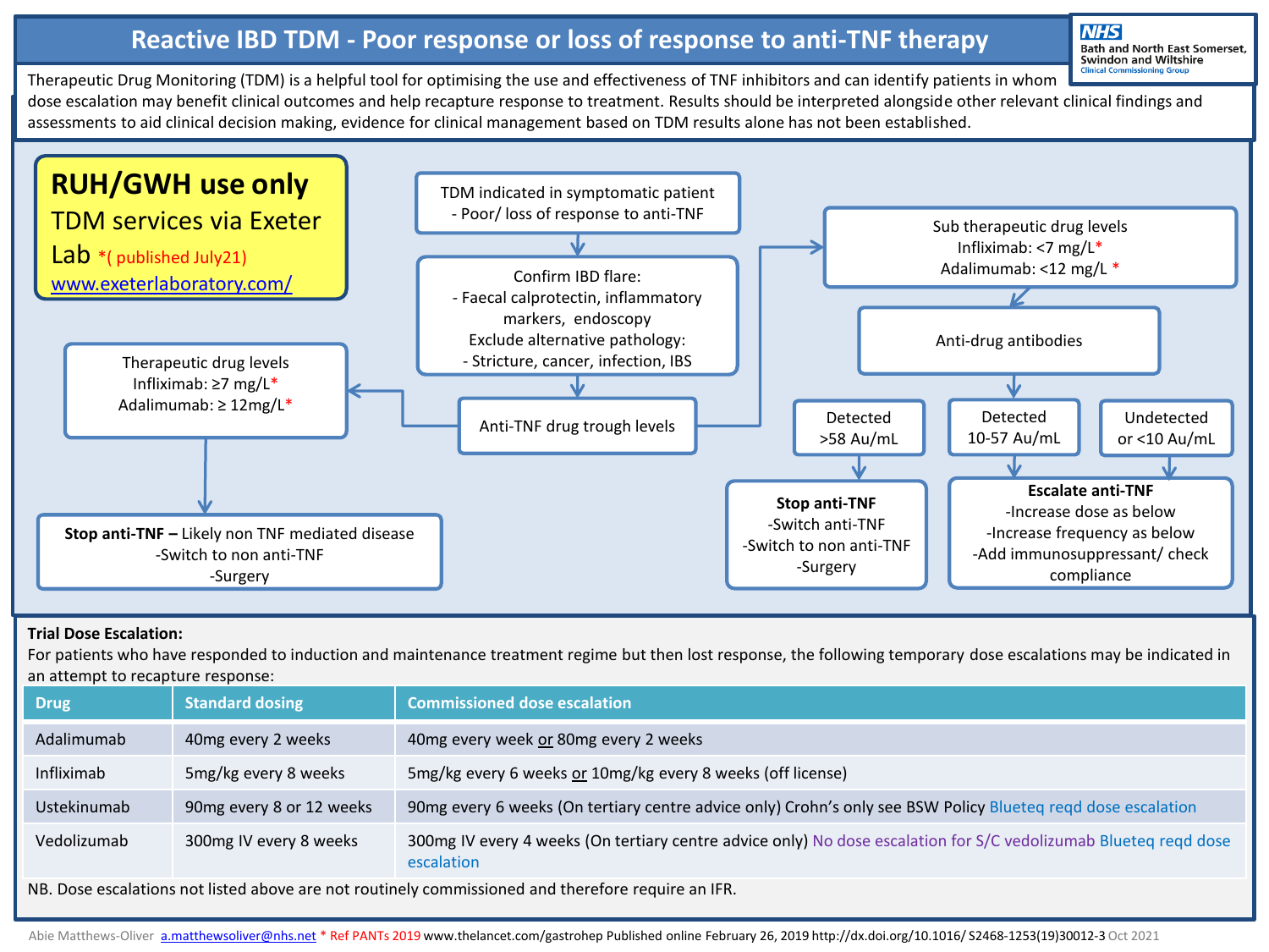# Reactive IBD TDM - Poor response or loss of response to anti-TNF therapy

NHS Bath and North East Somerset, Swindon and Wiltshire Clinical Commissioning Group

Therapeutic Drug Monitoring (TDM) is a helpful tool for optimising the use and effectiveness of TNF inhibitors and can identify patients in whom dose escalation may benefit clinical outcomes and help recapture response to treatment. Results should be interpreted alongside other relevant clinical findings and assessments to aid clinical decision making, evidence for clinical management based on TDM results alone has not been established.

**RUH/GWH use only**
TDM services via Exeter Lab *( published July21)
www.exeterlaboratory.com/

TDM indicated in symptomatic patient
- Poor/ loss of response to anti-TNF

Confirm IBD flare:
- Faecal calprotectin, inflammatory markers, endoscopy

Exclude alternative pathology:
- Stricture, cancer, infection, IBS

Anti-TNF drug trough levels

Therapeutic drug levels
Infliximab: ≥7 mg/L*
Adalimumab: ≥ 12mg/L*

**Stop anti-TNF –** Likely non TNF mediated disease
-Switch to non anti-TNF
-Surgery

Sub therapeutic drug levels
Infliximab: <7 mg/L*
Adalimumab: <12 mg/L *

Anti-drug antibodies

Detected >58 Au/mL

**Stop anti-TNF**
-Switch anti-TNF
-Switch to non anti-TNF
-Surgery

Detected 10-57 Au/mL

Undetected or <10 Au/mL

**Escalate anti-TNF**
-Increase dose as below
-Increase frequency as below
-Add immunosuppressant/ check compliance

**Trial Dose Escalation:**
For patients who have responded to induction and maintenance treatment regime but then lost response, the following temporary dose escalations may be indicated in an attempt to recapture response:

| Drug | Standard dosing | Commissioned dose escalation |
|---|---|---|
| Adalimumab | 40mg every 2 weeks | 40mg every week or 80mg every 2 weeks |
| Infliximab | 5mg/kg every 8 weeks | 5mg/kg every 6 weeks or 10mg/kg every 8 weeks (off license) |
| Ustekinumab | 90mg every 8 or 12 weeks | 90mg every 6 weeks (On tertiary centre advice only) Crohn's only see BSW Policy Blueteq reqd dose escalation |
| Vedolizumab | 300mg IV every 8 weeks | 300mg IV every 4 weeks (On tertiary centre advice only) No dose escalation for S/C vedolizumab Blueteq reqd dose escalation |

NB. Dose escalations not listed above are not routinely commissioned and therefore require an IFR.

Abie Matthews-Oliver a.matthewsoliver@nhs.net * Ref PANTs 2019 www.thelancet.com/gastrohep Published online February 26, 2019 http://dx.doi.org/10.1016/ S2468-1253(19)30012-3 Oct 2021